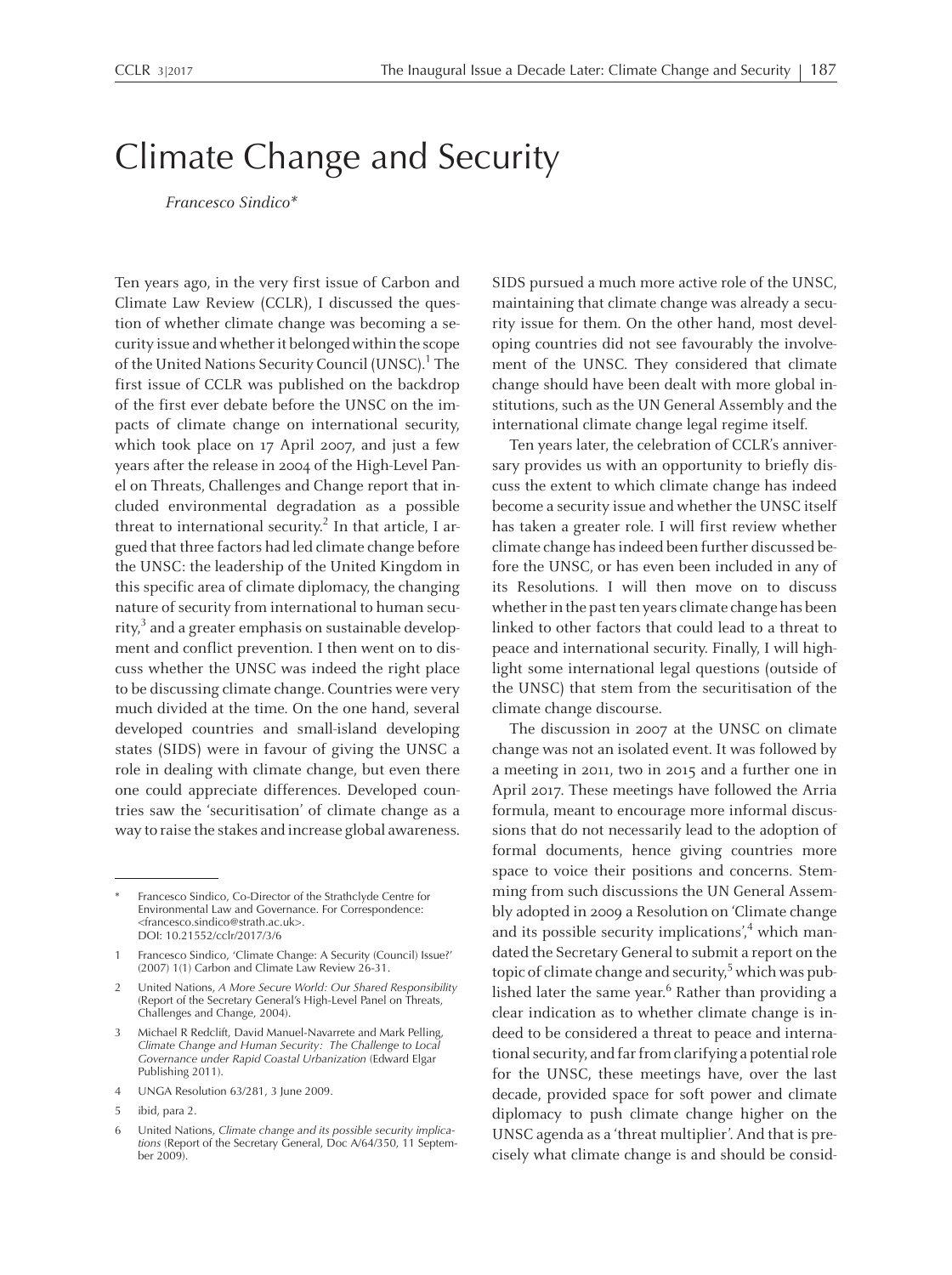# Climate Change and Security

*Francesco Sindico\**

Ten years ago, in the very first issue of Carbon and Climate Law Review (CCLR), I discussed the question of whether climate change was becoming a security issue and whether it belonged within the scope of the United Nations Security Council (UNSC).[1] The first issue of CCLR was published on the backdrop of the first ever debate before the UNSC on the impacts of climate change on international security, which took place on 17 April 2007, and just a few years after the release in 2004 of the High-Level Panel on Threats, Challenges and Change report that included environmental degradation as a possible threat to international security.[2] In that article, I argued that three factors had led climate change before the UNSC: the leadership of the United Kingdom in this specific area of climate diplomacy, the changing nature of security from international to human security,[3] and a greater emphasis on sustainable development and conflict prevention. I then went on to discuss whether the UNSC was indeed the right place to be discussing climate change. Countries were very much divided at the time. On the one hand, several developed countries and small-island developing states (SIDS) were in favour of giving the UNSC a role in dealing with climate change, but even there one could appreciate differences. Developed countries saw the 'securitisation' of climate change as a way to raise the stakes and increase global awareness. SIDS pursued a much more active role of the UNSC, maintaining that climate change was already a security issue for them. On the other hand, most developing countries did not see favourably the involvement of the UNSC. They considered that climate change should have been dealt with more global institutions, such as the UN General Assembly and the international climate change legal regime itself.

Ten years later, the celebration of CCLR's anniversary provides us with an opportunity to briefly discuss the extent to which climate change has indeed become a security issue and whether the UNSC itself has taken a greater role. I will first review whether climate change has indeed been further discussed before the UNSC, or has even been included in any of its Resolutions. I will then move on to discuss whether in the past ten years climate change has been linked to other factors that could lead to a threat to peace and international security. Finally, I will highlight some international legal questions (outside of the UNSC) that stem from the securitisation of the climate change discourse.

The discussion in 2007 at the UNSC on climate change was not an isolated event. It was followed by a meeting in 2011, two in 2015 and a further one in April 2017. These meetings have followed the Arria formula, meant to encourage more informal discussions that do not necessarily lead to the adoption of formal documents, hence giving countries more space to voice their positions and concerns. Stemming from such discussions the UN General Assembly adopted in 2009 a Resolution on 'Climate change and its possible security implications',[4] which mandated the Secretary General to submit a report on the topic of climate change and security,[5] which was published later the same year.[6] Rather than providing a clear indication as to whether climate change is indeed to be considered a threat to peace and international security, and far from clarifying a potential role for the UNSC, these meetings have, over the last decade, provided space for soft power and climate diplomacy to push climate change higher on the UNSC agenda as a 'threat multiplier'. And that is precisely what climate change is and should be consid-

---

\* Francesco Sindico, Co-Director of the Strathclyde Centre for Environmental Law and Governance. For Correspondence: <francesco.sindico@strath.ac.uk>. DOI: 10.21552/cclr/2017/3/6

1 Francesco Sindico, 'Climate Change: A Security (Council) Issue?' (2007) 1(1) Carbon and Climate Law Review 26-31.

2 United Nations, *A More Secure World: Our Shared Responsibility* (Report of the Secretary General's High-Level Panel on Threats, Challenges and Change, 2004).

3 Michael R Redclift, David Manuel-Navarrete and Mark Pelling, *Climate Change and Human Security: The Challenge to Local Governance under Rapid Coastal Urbanization* (Edward Elgar Publishing 2011).

4 UNGA Resolution 63/281, 3 June 2009.

5 ibid, para 2.

6 United Nations, *Climate change and its possible security implications* (Report of the Secretary General, Doc A/64/350, 11 September 2009).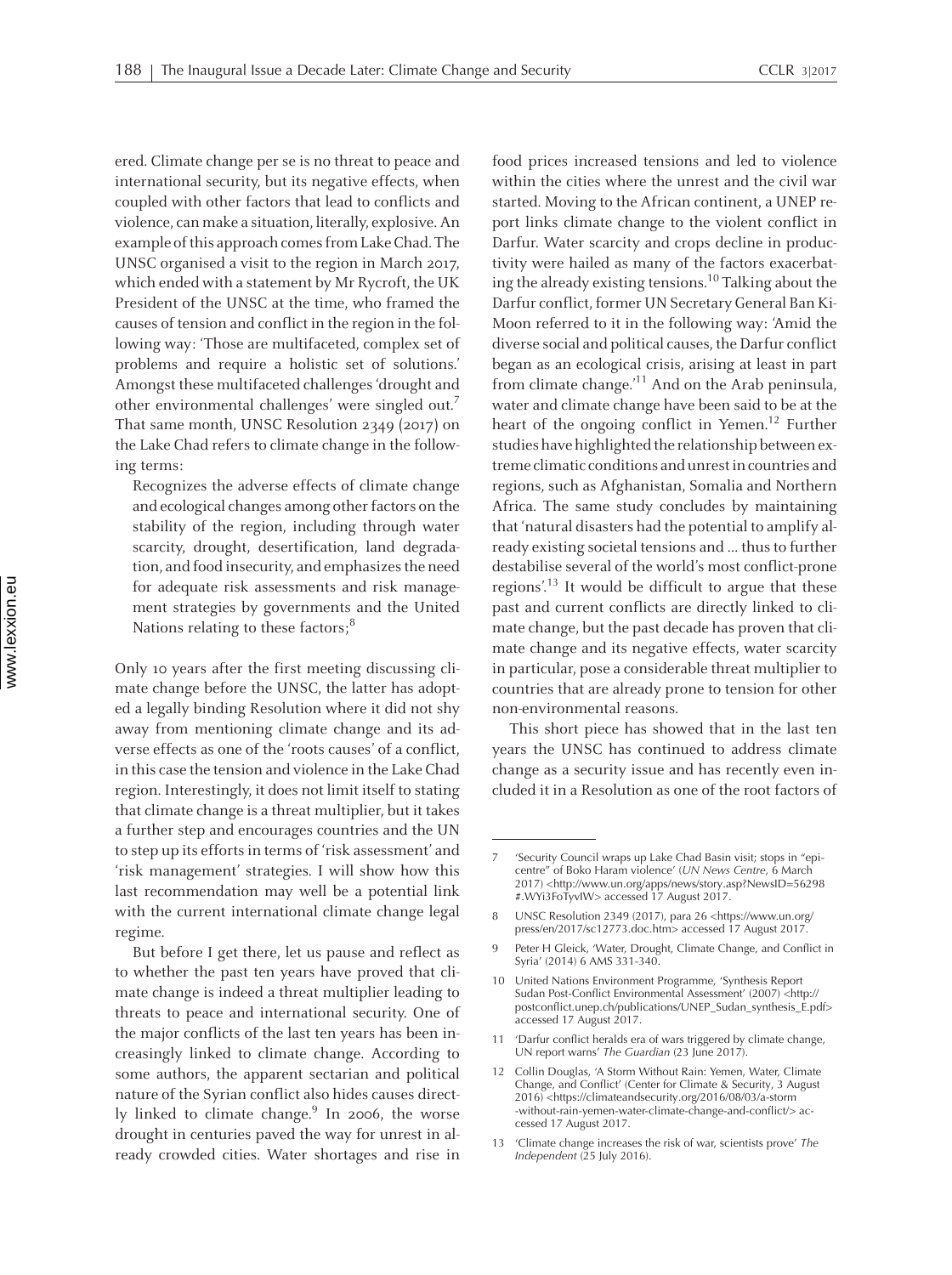ered. Climate change per se is no threat to peace and international security, but its negative effects, when coupled with other factors that lead to conflicts and violence, can make a situation, literally, explosive. An example of this approach comes from Lake Chad. The UNSC organised a visit to the region in March 2017, which ended with a statement by Mr Rycroft, the UK President of the UNSC at the time, who framed the causes of tension and conflict in the region in the following way: 'Those are multifaceted, complex set of problems and require a holistic set of solutions.' Amongst these multifaceted challenges 'drought and other environmental challenges' were singled out.[7] That same month, UNSC Resolution 2349 (2017) on the Lake Chad refers to climate change in the following terms:

> Recognizes the adverse effects of climate change and ecological changes among other factors on the stability of the region, including through water scarcity, drought, desertification, land degradation, and food insecurity, and emphasizes the need for adequate risk assessments and risk management strategies by governments and the United Nations relating to these factors;[8]

Only 10 years after the first meeting discussing climate change before the UNSC, the latter has adopted a legally binding Resolution where it did not shy away from mentioning climate change and its adverse effects as one of the 'roots causes' of a conflict, in this case the tension and violence in the Lake Chad region. Interestingly, it does not limit itself to stating that climate change is a threat multiplier, but it takes a further step and encourages countries and the UN to step up its efforts in terms of 'risk assessment' and 'risk management' strategies. I will show how this last recommendation may well be a potential link with the current international climate change legal regime.

But before I get there, let us pause and reflect as to whether the past ten years have proved that climate change is indeed a threat multiplier leading to threats to peace and international security. One of the major conflicts of the last ten years has been increasingly linked to climate change. According to some authors, the apparent sectarian and political nature of the Syrian conflict also hides causes directly linked to climate change.[9] In 2006, the worse drought in centuries paved the way for unrest in already crowded cities. Water shortages and rise in food prices increased tensions and led to violence within the cities where the unrest and the civil war started. Moving to the African continent, a UNEP report links climate change to the violent conflict in Darfur. Water scarcity and crops decline in productivity were hailed as many of the factors exacerbating the already existing tensions.[10] Talking about the Darfur conflict, former UN Secretary General Ban Ki-Moon referred to it in the following way: 'Amid the diverse social and political causes, the Darfur conflict began as an ecological crisis, arising at least in part from climate change.'[11] And on the Arab peninsula, water and climate change have been said to be at the heart of the ongoing conflict in Yemen.[12] Further studies have highlighted the relationship between extreme climatic conditions and unrest in countries and regions, such as Afghanistan, Somalia and Northern Africa. The same study concludes by maintaining that 'natural disasters had the potential to amplify already existing societal tensions and ... thus to further destabilise several of the world's most conflict-prone regions'.[13] It would be difficult to argue that these past and current conflicts are directly linked to climate change, but the past decade has proven that climate change and its negative effects, water scarcity in particular, pose a considerable threat multiplier to countries that are already prone to tension for other non-environmental reasons.

This short piece has showed that in the last ten years the UNSC has continued to address climate change as a security issue and has recently even included it in a Resolution as one of the root factors of

---

7 'Security Council wraps up Lake Chad Basin visit; stops in "epicentre" of Boko Haram violence' (*UN News Centre*, 6 March 2017) <http://www.un.org/apps/news/story.asp?NewsID=56298#.WYi3FoTyvIW> accessed 17 August 2017.

8 UNSC Resolution 2349 (2017), para 26 <https://www.un.org/press/en/2017/sc12773.doc.htm> accessed 17 August 2017.

9 Peter H Gleick, 'Water, Drought, Climate Change, and Conflict in Syria' (2014) 6 AMS 331-340.

10 United Nations Environment Programme, 'Synthesis Report Sudan Post-Conflict Environmental Assessment' (2007) <http://postconflict.unep.ch/publications/UNEP_Sudan_synthesis_E.pdf> accessed 17 August 2017.

11 'Darfur conflict heralds era of wars triggered by climate change, UN report warns' *The Guardian* (23 June 2017).

12 Collin Douglas, 'A Storm Without Rain: Yemen, Water, Climate Change, and Conflict' (Center for Climate & Security, 3 August 2016) <https://climateandsecurity.org/2016/08/03/a-storm-without-rain-yemen-water-climate-change-and-conflict/> accessed 17 August 2017.

13 'Climate change increases the risk of war, scientists prove' *The Independent* (25 July 2016).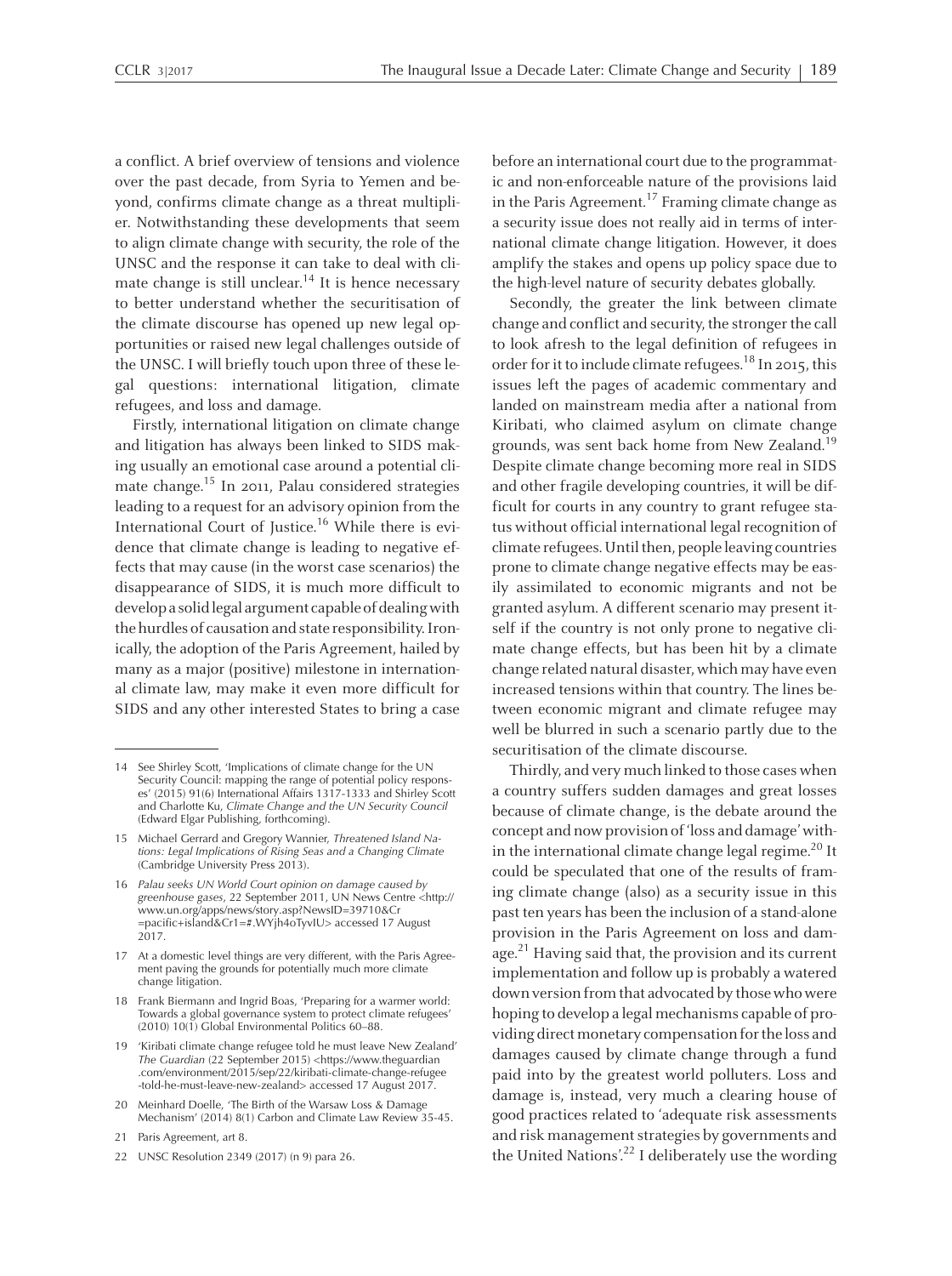a conflict. A brief overview of tensions and violence over the past decade, from Syria to Yemen and beyond, confirms climate change as a threat multiplier. Notwithstanding these developments that seem to align climate change with security, the role of the UNSC and the response it can take to deal with climate change is still unclear.[14] It is hence necessary to better understand whether the securitisation of the climate discourse has opened up new legal opportunities or raised new legal challenges outside of the UNSC. I will briefly touch upon three of these legal questions: international litigation, climate refugees, and loss and damage.

Firstly, international litigation on climate change and litigation has always been linked to SIDS making usually an emotional case around a potential climate change.[15] In 2011, Palau considered strategies leading to a request for an advisory opinion from the International Court of Justice.[16] While there is evidence that climate change is leading to negative effects that may cause (in the worst case scenarios) the disappearance of SIDS, it is much more difficult to develop a solid legal argument capable of dealing with the hurdles of causation and state responsibility. Ironically, the adoption of the Paris Agreement, hailed by many as a major (positive) milestone in international climate law, may make it even more difficult for SIDS and any other interested States to bring a case before an international court due to the programmatic and non-enforceable nature of the provisions laid in the Paris Agreement.[17] Framing climate change as a security issue does not really aid in terms of international climate change litigation. However, it does amplify the stakes and opens up policy space due to the high-level nature of security debates globally.

Secondly, the greater the link between climate change and conflict and security, the stronger the call to look afresh to the legal definition of refugees in order for it to include climate refugees.[18] In 2015, this issues left the pages of academic commentary and landed on mainstream media after a national from Kiribati, who claimed asylum on climate change grounds, was sent back home from New Zealand.[19] Despite climate change becoming more real in SIDS and other fragile developing countries, it will be difficult for courts in any country to grant refugee status without official international legal recognition of climate refugees. Until then, people leaving countries prone to climate change negative effects may be easily assimilated to economic migrants and not be granted asylum. A different scenario may present itself if the country is not only prone to negative climate change effects, but has been hit by a climate change related natural disaster, which may have even increased tensions within that country. The lines between economic migrant and climate refugee may well be blurred in such a scenario partly due to the securitisation of the climate discourse.

Thirdly, and very much linked to those cases when a country suffers sudden damages and great losses because of climate change, is the debate around the concept and now provision of 'loss and damage' within the international climate change legal regime.[20] It could be speculated that one of the results of framing climate change (also) as a security issue in this past ten years has been the inclusion of a stand-alone provision in the Paris Agreement on loss and damage.[21] Having said that, the provision and its current implementation and follow up is probably a watered down version from that advocated by those who were hoping to develop a legal mechanisms capable of providing direct monetary compensation for the loss and damages caused by climate change through a fund paid into by the greatest world polluters. Loss and damage is, instead, very much a clearing house of good practices related to 'adequate risk assessments and risk management strategies by governments and the United Nations'.[22] I deliberately use the wording

---

14 See Shirley Scott, 'Implications of climate change for the UN Security Council: mapping the range of potential policy responses' (2015) 91(6) International Affairs 1317-1333 and Shirley Scott and Charlotte Ku, *Climate Change and the UN Security Council* (Edward Elgar Publishing, forthcoming).

15 Michael Gerrard and Gregory Wannier, *Threatened Island Nations: Legal Implications of Rising Seas and a Changing Climate* (Cambridge University Press 2013).

16 *Palau seeks UN World Court opinion on damage caused by greenhouse gases*, 22 September 2011, UN News Centre <http://www.un.org/apps/news/story.asp?NewsID=39710&Cr=pacific+island&Cr1=#.WYjh4oTyvIU> accessed 17 August 2017.

17 At a domestic level things are very different, with the Paris Agreement paving the grounds for potentially much more climate change litigation.

18 Frank Biermann and Ingrid Boas, 'Preparing for a warmer world: Towards a global governance system to protect climate refugees' (2010) 10(1) Global Environmental Politics 60–88.

19 'Kiribati climate change refugee told he must leave New Zealand' *The Guardian* (22 September 2015) <https://www.theguardian.com/environment/2015/sep/22/kiribati-climate-change-refugee-told-he-must-leave-new-zealand> accessed 17 August 2017.

20 Meinhard Doelle, 'The Birth of the Warsaw Loss & Damage Mechanism' (2014) 8(1) Carbon and Climate Law Review 35-45.

21 Paris Agreement, art 8.

22 UNSC Resolution 2349 (2017) (n 9) para 26.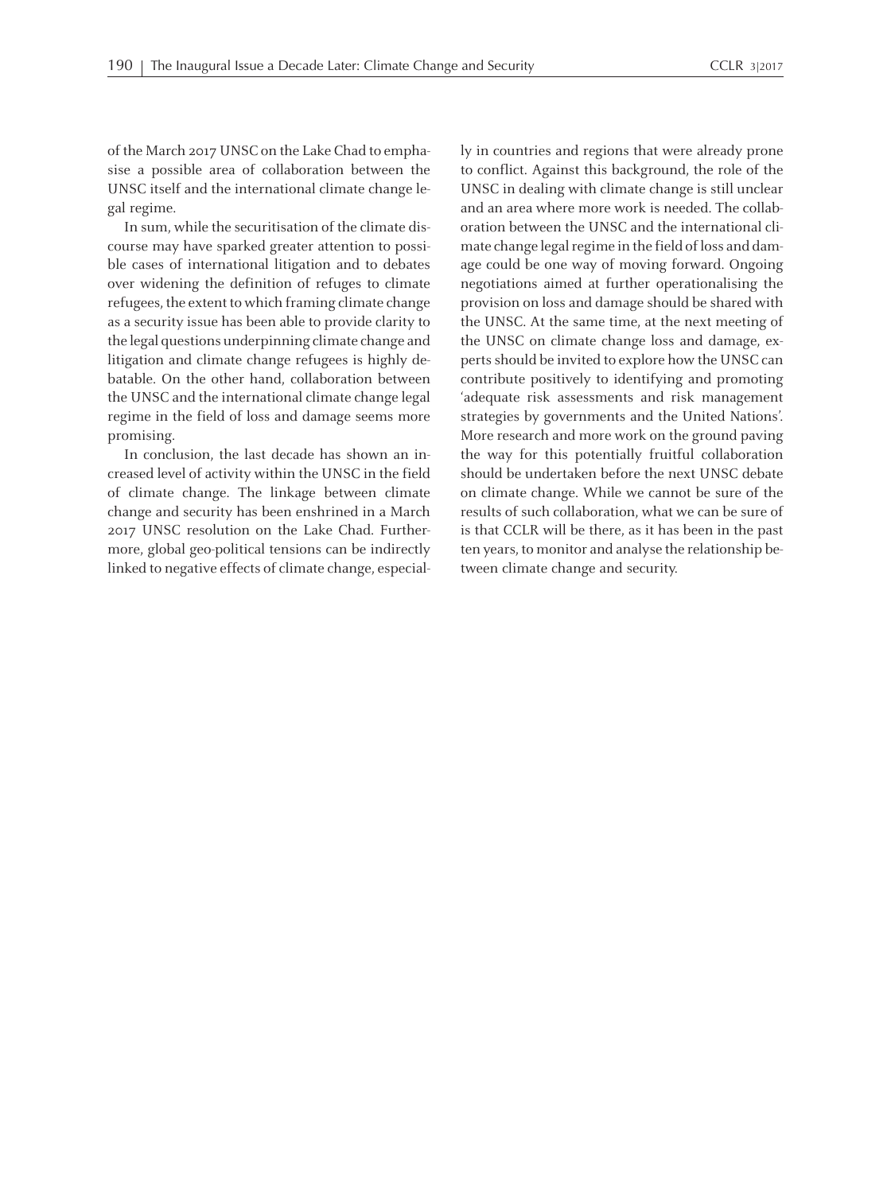of the March 2017 UNSC on the Lake Chad to emphasise a possible area of collaboration between the UNSC itself and the international climate change legal regime.

In sum, while the securitisation of the climate discourse may have sparked greater attention to possible cases of international litigation and to debates over widening the definition of refuges to climate refugees, the extent to which framing climate change as a security issue has been able to provide clarity to the legal questions underpinning climate change and litigation and climate change refugees is highly debatable. On the other hand, collaboration between the UNSC and the international climate change legal regime in the field of loss and damage seems more promising.

In conclusion, the last decade has shown an increased level of activity within the UNSC in the field of climate change. The linkage between climate change and security has been enshrined in a March 2017 UNSC resolution on the Lake Chad. Furthermore, global geo-political tensions can be indirectly linked to negative effects of climate change, especially in countries and regions that were already prone to conflict. Against this background, the role of the UNSC in dealing with climate change is still unclear and an area where more work is needed. The collaboration between the UNSC and the international climate change legal regime in the field of loss and damage could be one way of moving forward. Ongoing negotiations aimed at further operationalising the provision on loss and damage should be shared with the UNSC. At the same time, at the next meeting of the UNSC on climate change loss and damage, experts should be invited to explore how the UNSC can contribute positively to identifying and promoting 'adequate risk assessments and risk management strategies by governments and the United Nations'. More research and more work on the ground paving the way for this potentially fruitful collaboration should be undertaken before the next UNSC debate on climate change. While we cannot be sure of the results of such collaboration, what we can be sure of is that CCLR will be there, as it has been in the past ten years, to monitor and analyse the relationship between climate change and security.